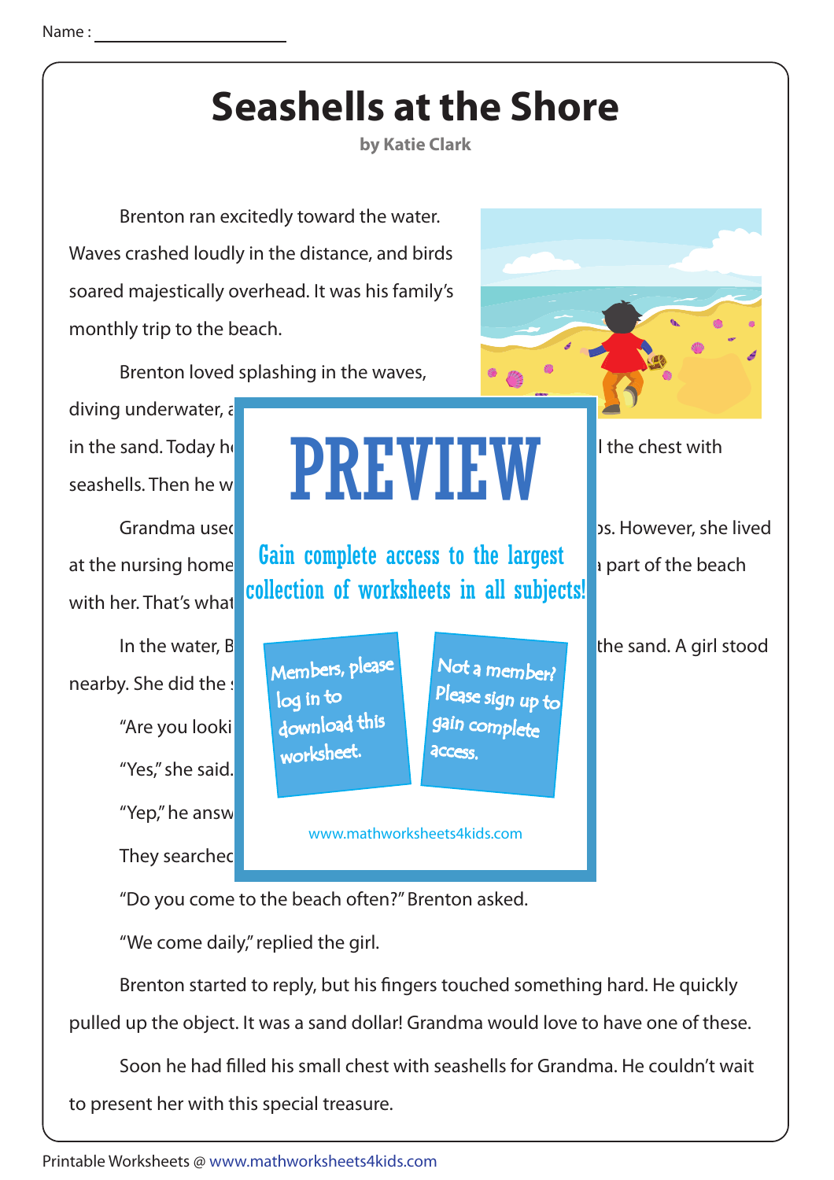Name : ______________________

# Seashells at the Shore

**by Katie Clark**

Brenton ran excitedly toward the water. Waves crashed loudly in the distance, and birds soared majestically overhead. It was his family's monthly trip to the beach.

Brenton loved splashing in the waves, diving underwater, a

in the sand. Today h l the chest with seashells. Then he w

Grandma used os. However, she lived at the nursing home a part of the beach with her. That's what

In the water, B the sand. A girl stood nearby. She did the s

"Are you looki

"Yes," she said.

"Yep," he answ

They searched

"Do you come to the beach often?" Brenton asked.

"We come daily," replied the girl.

Brenton started to reply, but his fingers touched something hard. He quickly pulled up the object. It was a sand dollar! Grandma would love to have one of these.

Soon he had filled his small chest with seashells for Grandma. He couldn't wait to present her with this special treasure.

PREVIEW

Gain complete access to the largest collection of worksheets in all subjects!

Members, please log in to download this worksheet.

Not a member? Please sign up to gain complete access.

www.mathworksheets4kids.com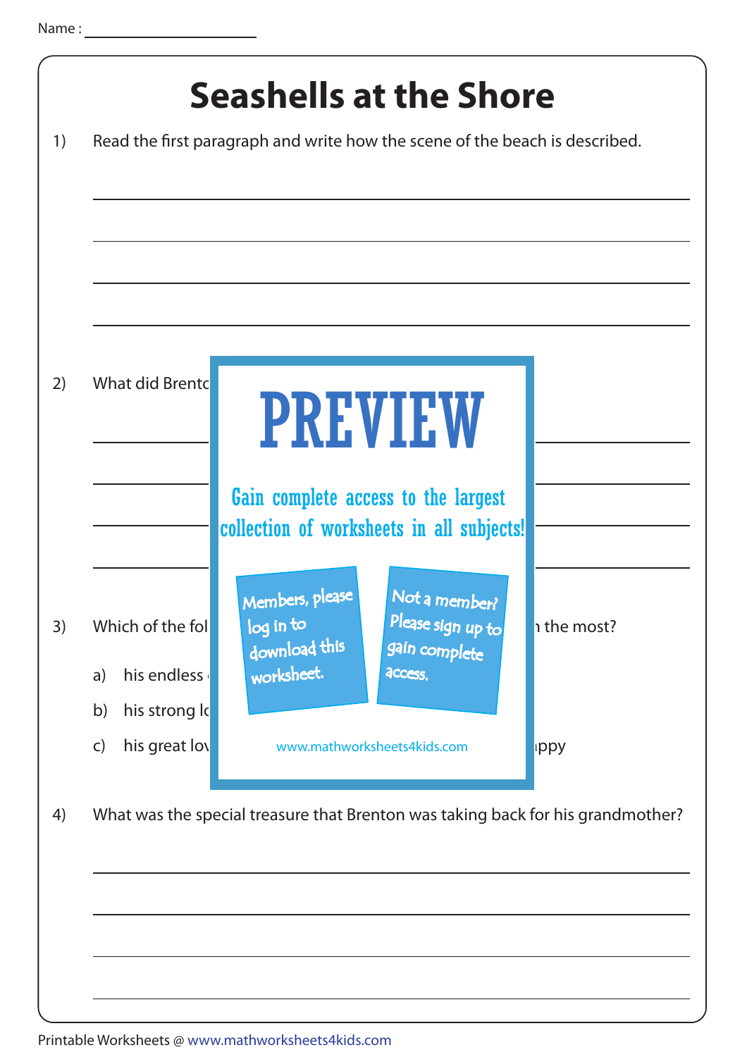Name : ____________________

# Seashells at the Shore

1) Read the first paragraph and write how the scene of the beach is described.

_______________________________________________

_______________________________________________

_______________________________________________

_______________________________________________

2) What did Brento

_______________________________________________

_______________________________________________

_______________________________________________

_______________________________________________

PREVIEW

Gain complete access to the largest collection of worksheets in all subjects!

Members, please log in to download this worksheet.

Not a member? Please sign up to gain complete access.

www.mathworksheets4kids.com

3) Which of the fol                                        n the most?

a) his endless

b) his strong lo

c) his great lov                                        ppy

4) What was the special treasure that Brenton was taking back for his grandmother?

_______________________________________________

_______________________________________________

_______________________________________________

_______________________________________________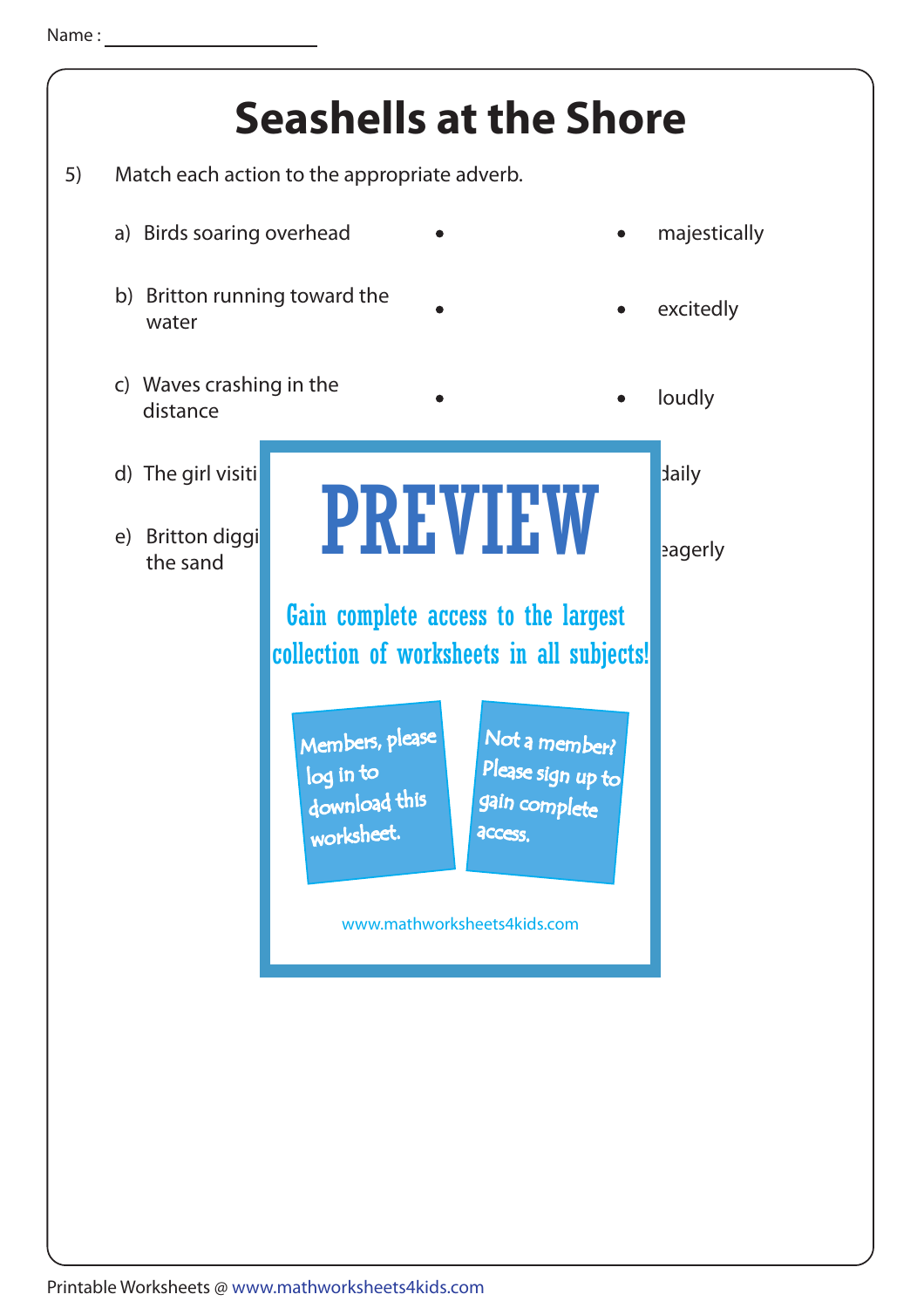Name :

# Seashells at the Shore

5) Match each action to the appropriate adverb.

a) Birds soaring overhead • • majestically

b) Britton running toward the water • • excitedly

c) Waves crashing in the distance • • loudly

d) The girl visiti daily

e) Britton diggi the sand eagerly

PREVIEW

Gain complete access to the largest collection of worksheets in all subjects!

Members, please log in to download this worksheet.

Not a member? Please sign up to gain complete access.

www.mathworksheets4kids.com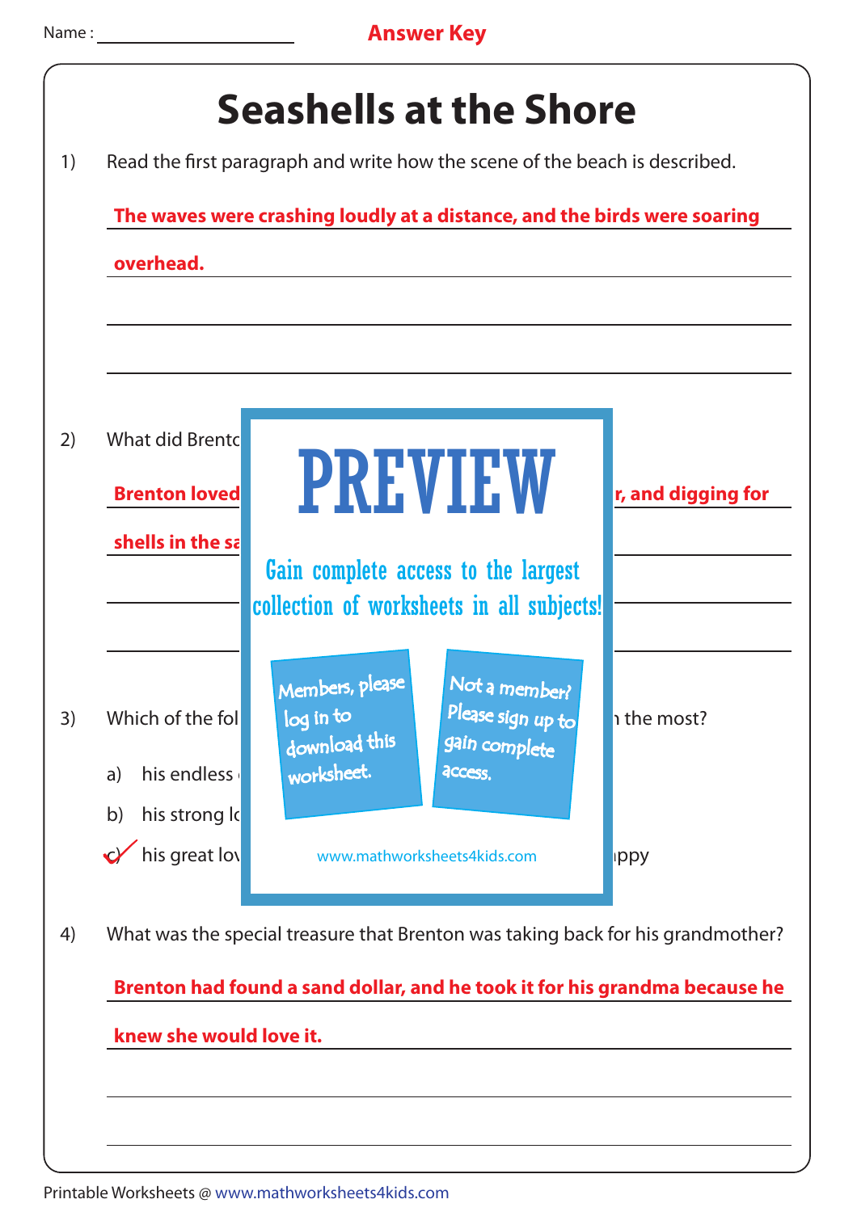Name : ____________________ **Answer Key**

# Seashells at the Shore

1) Read the first paragraph and write how the scene of the beach is described.

**The waves were crashing loudly at a distance, and the birds were soaring overhead.**

2) What did Brento

**Brenton loved** **r, and digging for shells in the sa**

PREVIEW

Gain complete access to the largest collection of worksheets in all subjects!

Members, please log in to download this worksheet.

Not a member? Please sign up to gain complete access.

www.mathworksheets4kids.com

3) Which of the fol **the most?**

a) his endless

b) his strong lo

c) ✓ his great lov **ppy**

4) What was the special treasure that Brenton was taking back for his grandmother?

**Brenton had found a sand dollar, and he took it for his grandma because he knew she would love it.**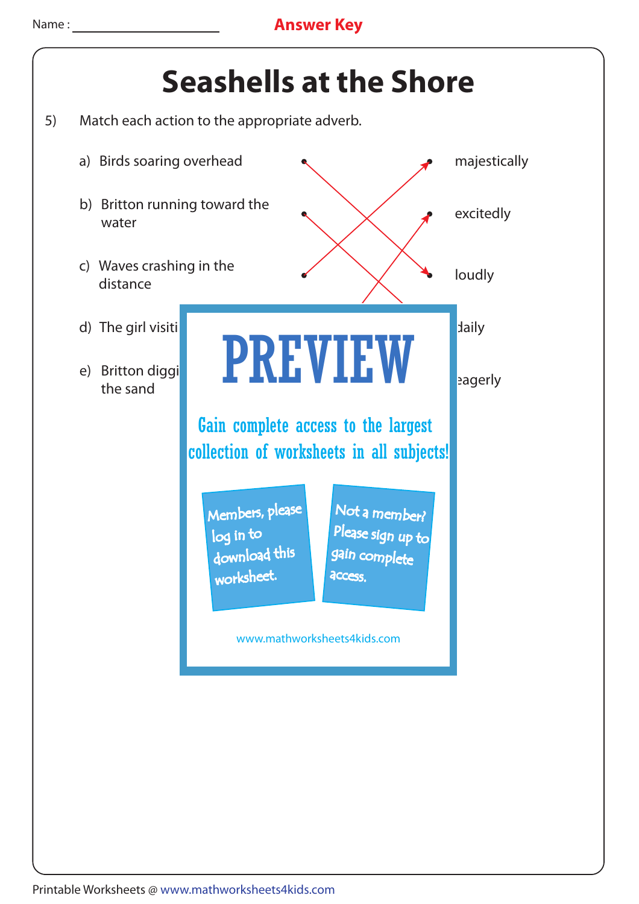Name :

**Answer Key**

# Seashells at the Shore

5) Match each action to the appropriate adverb.

a) Birds soaring overhead

b) Britton running toward the water

c) Waves crashing in the distance

d) The girl visiti

e) Britton diggi the sand

majestically

excitedly

loudly

daily

eagerly

PREVIEW

Gain complete access to the largest collection of worksheets in all subjects!

Members, please log in to download this worksheet.

Not a member? Please sign up to gain complete access.

www.mathworksheets4kids.com

Printable Worksheets @ www.mathworksheets4kids.com